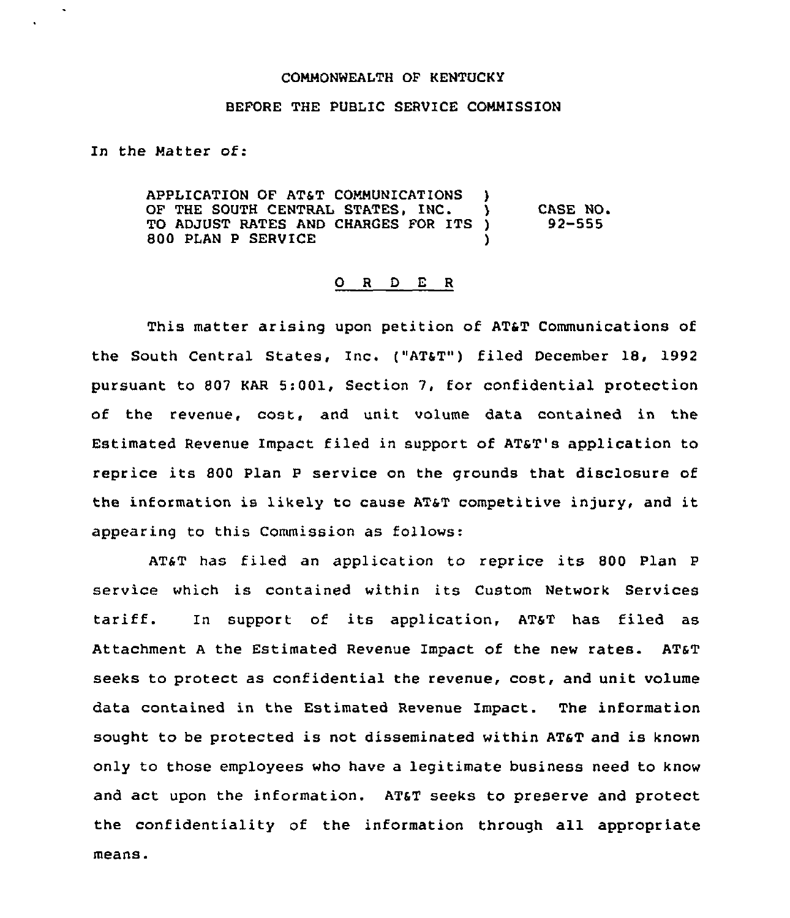COMMONWEALTH OF KENTUCKY

BEFORE THE PUBLIC SERVICE COMMISSION

In the Matter of:

| | | |
|---|---|---|
| APPLICATION OF AT&T COMMUNICATIONS OF THE SOUTH CENTRAL STATES, INC. TO ADJUST RATES AND CHARGES FOR ITS 800 PLAN P SERVICE | ) ) ) ) | CASE NO. 92-555 |

## O R D E R

This matter arising upon petition of AT&T Communications of the South Central States, Inc. ("AT&T") filed December 18, 1992 pursuant to 807 KAR 5:001, Section 7, for confidential protection of the revenue, cost, and unit volume data contained in the Estimated Revenue Impact filed in support of AT&T's application to reprice its 800 Plan P service on the grounds that disclosure of the information is likely to cause AT&T competitive injury, and it appearing to this Commission as follows:

AT&T has filed an application to reprice its 800 Plan P service which is contained within its Custom Network Services tariff. In support of its application, AT&T has filed as Attachment A the Estimated Revenue Impact of the new rates. AT&T seeks to protect as confidential the revenue, cost, and unit volume data contained in the Estimated Revenue Impact. The information sought to be protected is not disseminated within AT&T and is known only to those employees who have a legitimate business need to know and act upon the information. AT&T seeks to preserve and protect the confidentiality of the information through all appropriate means.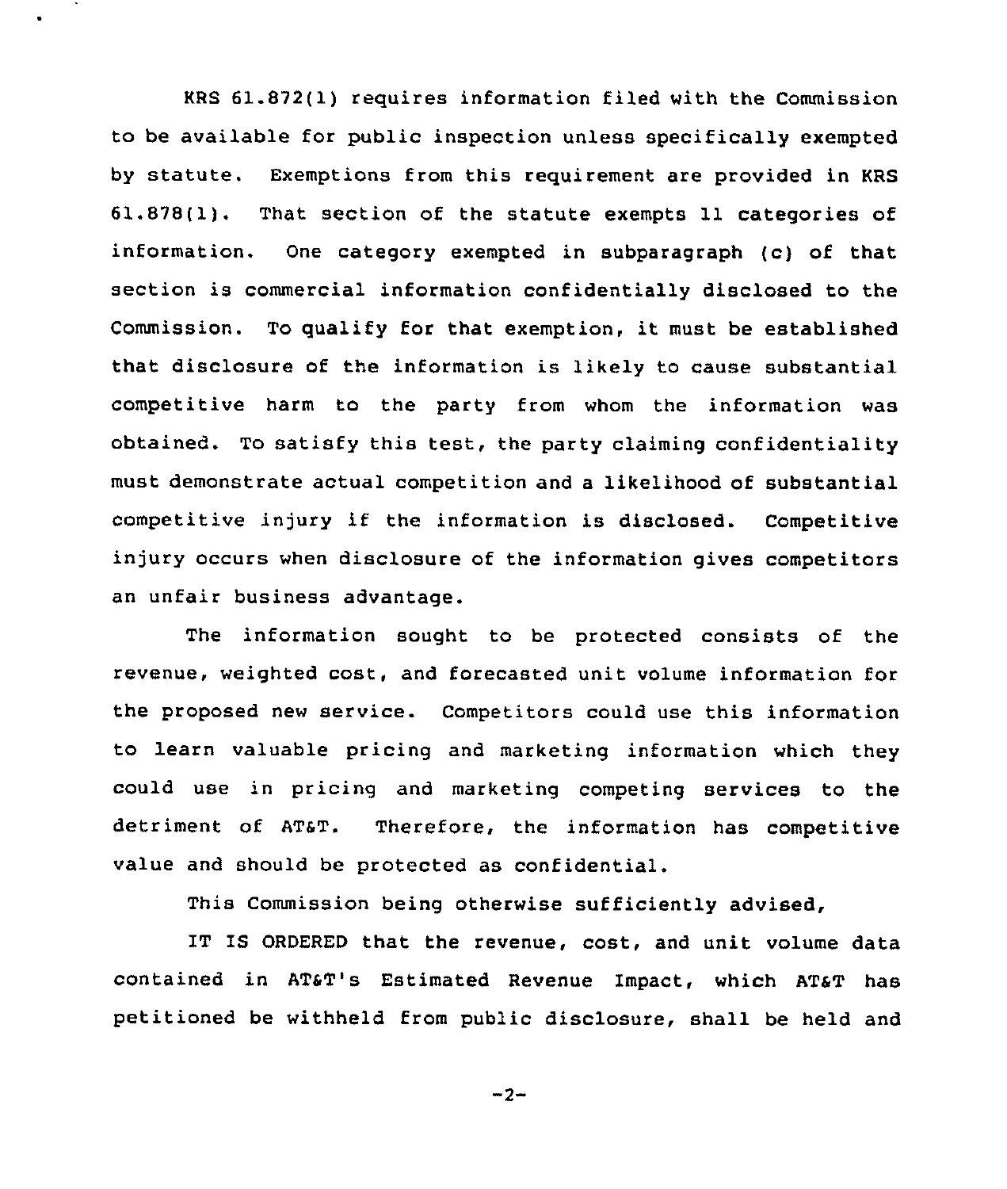KRS 61.872(1) requires information filed with the Commission to be available for public inspection unless specifically exempted by statute. Exemptions from this requirement are provided in KRS 61.878(1). That section of the statute exempts 11 categories of information. One category exempted in subparagraph (c) of that section is commercial information confidentially disclosed to the Commission. To qualify for that exemption, it must be established that disclosure of the information is likely to cause substantial competitive harm to the party from whom the information was obtained. To satisfy this test, the party claiming confidentiality must demonstrate actual competition and a likelihood of substantial competitive injury if the information is disclosed. Competitive injury occurs when disclosure of the information gives competitors an unfair business advantage.

The information sought to be protected consists of the revenue, weighted cost, and forecasted unit volume information for the proposed new service. Competitors could use this information to learn valuable pricing and marketing information which they could use in pricing and marketing competing services to the detriment of AT&T. Therefore, the information has competitive value and should be protected as confidential.

This Commission being otherwise sufficiently advised,

IT IS ORDERED that the revenue, cost, and unit volume data contained in AT&T's Estimated Revenue Impact, which AT&T has petitioned be withheld from public disclosure, shall be held and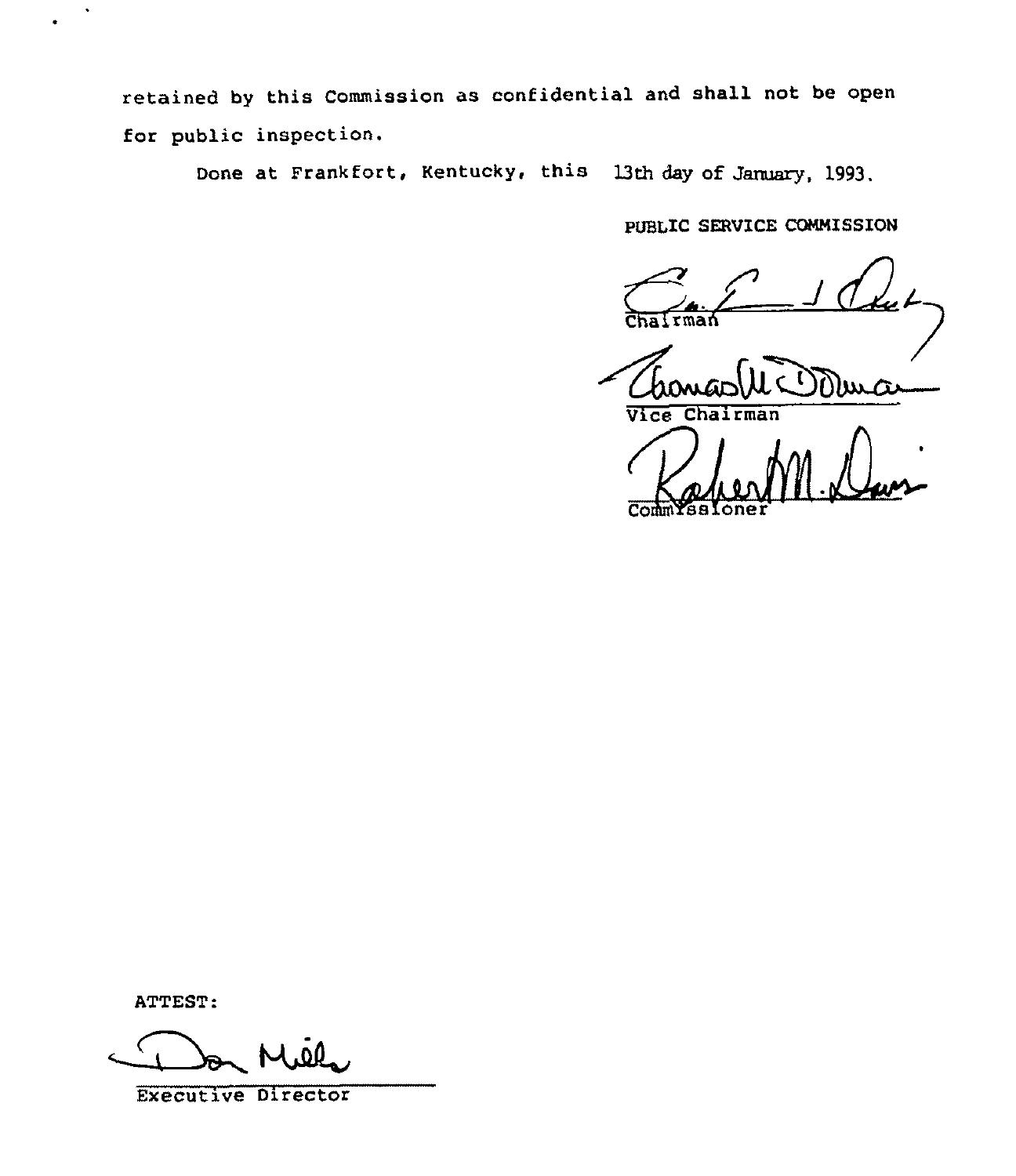retained by this Commission as confidential and shall not be open for public inspection.

Done at Frankfort, Kentucky, this 13th day of January, 1993.

PUBLIC SERVICE COMMISSION

Chairman

Vice Chairman

Commissioner

ATTEST:

Executive Director